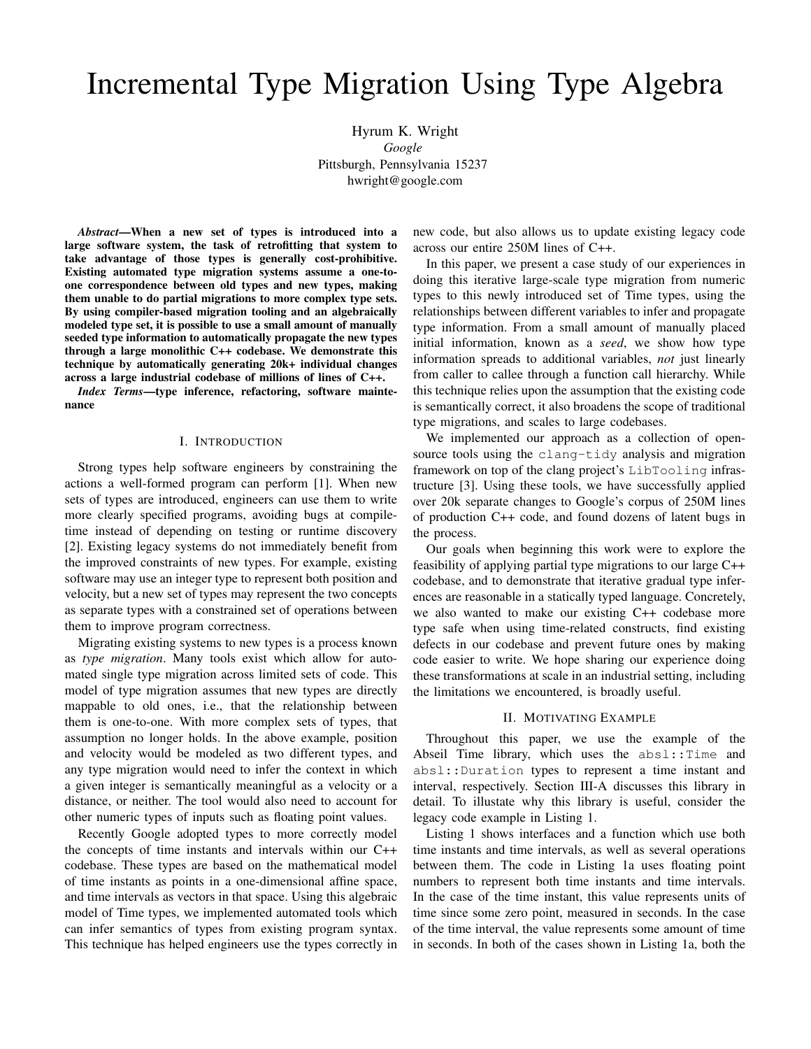# Incremental Type Migration Using Type Algebra

Hyrum K. Wright
*Google*
Pittsburgh, Pennsylvania 15237
hwright@google.com

***Abstract*—When a new set of types is introduced into a large software system, the task of retrofitting that system to take advantage of those types is generally cost-prohibitive. Existing automated type migration systems assume a one-to-one correspondence between old types and new types, making them unable to do partial migrations to more complex type sets. By using compiler-based migration tooling and an algebraically modeled type set, it is possible to use a small amount of manually seeded type information to automatically propagate the new types through a large monolithic C++ codebase. We demonstrate this technique by automatically generating 20k+ individual changes across a large industrial codebase of millions of lines of C++.**

***Index Terms*—type inference, refactoring, software maintenance**

## I. Introduction

Strong types help software engineers by constraining the actions a well-formed program can perform [1]. When new sets of types are introduced, engineers can use them to write more clearly specified programs, avoiding bugs at compile-time instead of depending on testing or runtime discovery [2]. Existing legacy systems do not immediately benefit from the improved constraints of new types. For example, existing software may use an integer type to represent both position and velocity, but a new set of types may represent the two concepts as separate types with a constrained set of operations between them to improve program correctness.

Migrating existing systems to new types is a process known as *type migration*. Many tools exist which allow for automated single type migration across limited sets of code. This model of type migration assumes that new types are directly mappable to old ones, i.e., that the relationship between them is one-to-one. With more complex sets of types, that assumption no longer holds. In the above example, position and velocity would be modeled as two different types, and any type migration would need to infer the context in which a given integer is semantically meaningful as a velocity or a distance, or neither. The tool would also need to account for other numeric types of inputs such as floating point values.

Recently Google adopted types to more correctly model the concepts of time instants and intervals within our C++ codebase. These types are based on the mathematical model of time instants as points in a one-dimensional affine space, and time intervals as vectors in that space. Using this algebraic model of Time types, we implemented automated tools which can infer semantics of types from existing program syntax. This technique has helped engineers use the types correctly in new code, but also allows us to update existing legacy code across our entire 250M lines of C++.

In this paper, we present a case study of our experiences in doing this iterative large-scale type migration from numeric types to this newly introduced set of Time types, using the relationships between different variables to infer and propagate type information. From a small amount of manually placed initial information, known as a *seed*, we show how type information spreads to additional variables, *not* just linearly from caller to callee through a function call hierarchy. While this technique relies upon the assumption that the existing code is semantically correct, it also broadens the scope of traditional type migrations, and scales to large codebases.

We implemented our approach as a collection of open-source tools using the `clang-tidy` analysis and migration framework on top of the clang project's `LibTooling` infrastructure [3]. Using these tools, we have successfully applied over 20k separate changes to Google's corpus of 250M lines of production C++ code, and found dozens of latent bugs in the process.

Our goals when beginning this work were to explore the feasibility of applying partial type migrations to our large C++ codebase, and to demonstrate that iterative gradual type inferences are reasonable in a statically typed language. Concretely, we also wanted to make our existing C++ codebase more type safe when using time-related constructs, find existing defects in our codebase and prevent future ones by making code easier to write. We hope sharing our experience doing these transformations at scale in an industrial setting, including the limitations we encountered, is broadly useful.

## II. Motivating Example

Throughout this paper, we use the example of the Abseil Time library, which uses the `absl::Time` and `absl::Duration` types to represent a time instant and interval, respectively. Section III-A discusses this library in detail. To illustate why this library is useful, consider the legacy code example in Listing 1.

Listing 1 shows interfaces and a function which use both time instants and time intervals, as well as several operations between them. The code in Listing 1a uses floating point numbers to represent both time instants and time intervals. In the case of the time instant, this value represents units of time since some zero point, measured in seconds. In the case of the time interval, the value represents some amount of time in seconds. In both of the cases shown in Listing 1a, both the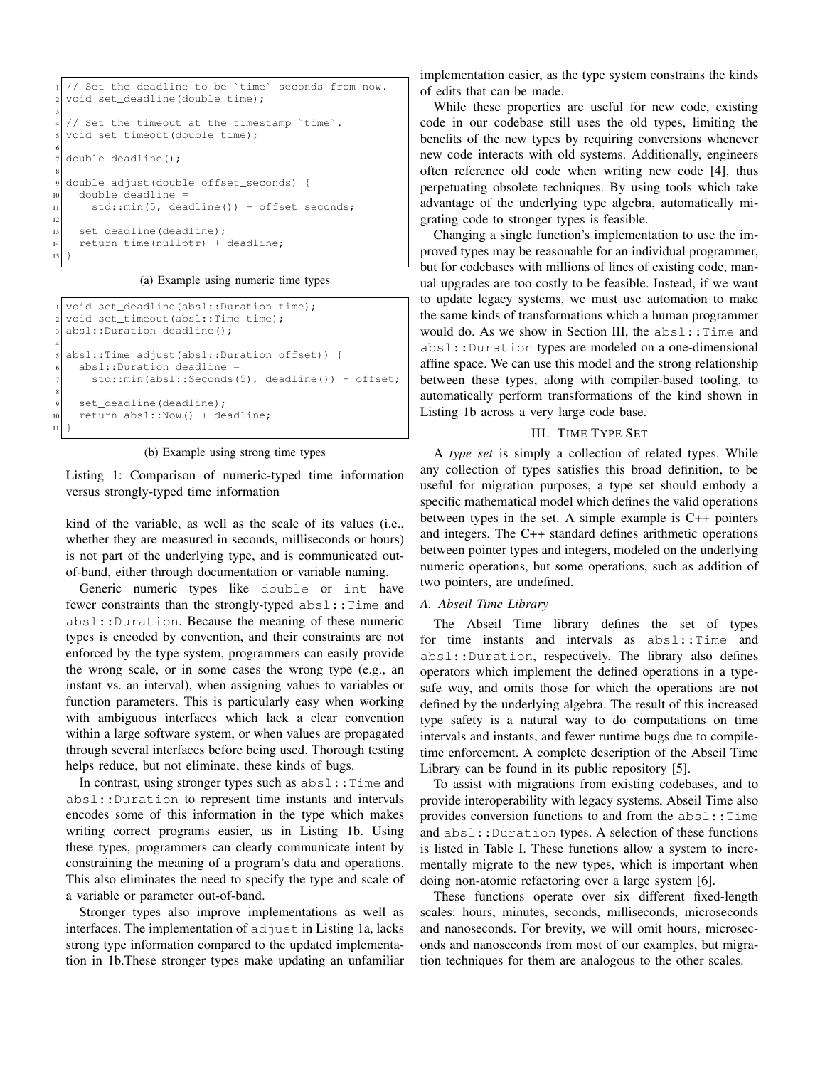```
// Set the deadline to be `time` seconds from now.
void set_deadline(double time);

// Set the timeout at the timestamp `time`.
void set_timeout(double time);

double deadline();

double adjust(double offset_seconds) {
  double deadline =
    std::min(5, deadline()) - offset_seconds;

  set_deadline(deadline);
  return time(nullptr) + deadline;
}
```

(a) Example using numeric time types

```
void set_deadline(absl::Duration time);
void set_timeout(absl::Time time);
absl::Duration deadline();

absl::Time adjust(absl::Duration offset)) {
  absl::Duration deadline =
    std::min(absl::Seconds(5), deadline()) - offset;

  set_deadline(deadline);
  return absl::Now() + deadline;
}
```

(b) Example using strong time types

Listing 1: Comparison of numeric-typed time information versus strongly-typed time information

kind of the variable, as well as the scale of its values (i.e., whether they are measured in seconds, milliseconds or hours) is not part of the underlying type, and is communicated out-of-band, either through documentation or variable naming.

Generic numeric types like `double` or `int` have fewer constraints than the strongly-typed `absl::Time` and `absl::Duration`. Because the meaning of these numeric types is encoded by convention, and their constraints are not enforced by the type system, programmers can easily provide the wrong scale, or in some cases the wrong type (e.g., an instant vs. an interval), when assigning values to variables or function parameters. This is particularly easy when working with ambiguous interfaces which lack a clear convention within a large software system, or when values are propagated through several interfaces before being used. Thorough testing helps reduce, but not eliminate, these kinds of bugs.

In contrast, using stronger types such as `absl::Time` and `absl::Duration` to represent time instants and intervals encodes some of this information in the type which makes writing correct programs easier, as in Listing 1b. Using these types, programmers can clearly communicate intent by constraining the meaning of a program's data and operations. This also eliminates the need to specify the type and scale of a variable or parameter out-of-band.

Stronger types also improve implementations as well as interfaces. The implementation of `adjust` in Listing 1a, lacks strong type information compared to the updated implementation in 1b.These stronger types make updating an unfamiliar implementation easier, as the type system constrains the kinds of edits that can be made.

While these properties are useful for new code, existing code in our codebase still uses the old types, limiting the benefits of the new types by requiring conversions whenever new code interacts with old systems. Additionally, engineers often reference old code when writing new code [4], thus perpetuating obsolete techniques. By using tools which take advantage of the underlying type algebra, automatically migrating code to stronger types is feasible.

Changing a single function's implementation to use the improved types may be reasonable for an individual programmer, but for codebases with millions of lines of existing code, manual upgrades are too costly to be feasible. Instead, if we want to update legacy systems, we must use automation to make the same kinds of transformations which a human programmer would do. As we show in Section III, the `absl::Time` and `absl::Duration` types are modeled on a one-dimensional affine space. We can use this model and the strong relationship between these types, along with compiler-based tooling, to automatically perform transformations of the kind shown in Listing 1b across a very large code base.

## III. Time Type Set

A *type set* is simply a collection of related types. While any collection of types satisfies this broad definition, to be useful for migration purposes, a type set should embody a specific mathematical model which defines the valid operations between types in the set. A simple example is C++ pointers and integers. The C++ standard defines arithmetic operations between pointer types and integers, modeled on the underlying numeric operations, but some operations, such as addition of two pointers, are undefined.

### A. Abseil Time Library

The Abseil Time library defines the set of types for time instants and intervals as `absl::Time` and `absl::Duration`, respectively. The library also defines operators which implement the defined operations in a type-safe way, and omits those for which the operations are not defined by the underlying algebra. The result of this increased type safety is a natural way to do computations on time intervals and instants, and fewer runtime bugs due to compile-time enforcement. A complete description of the Abseil Time Library can be found in its public repository [5].

To assist with migrations from existing codebases, and to provide interoperability with legacy systems, Abseil Time also provides conversion functions to and from the `absl::Time` and `absl::Duration` types. A selection of these functions is listed in Table I. These functions allow a system to incrementally migrate to the new types, which is important when doing non-atomic refactoring over a large system [6].

These functions operate over six different fixed-length scales: hours, minutes, seconds, milliseconds, microseconds and nanoseconds. For brevity, we will omit hours, microseconds and nanoseconds from most of our examples, but migration techniques for them are analogous to the other scales.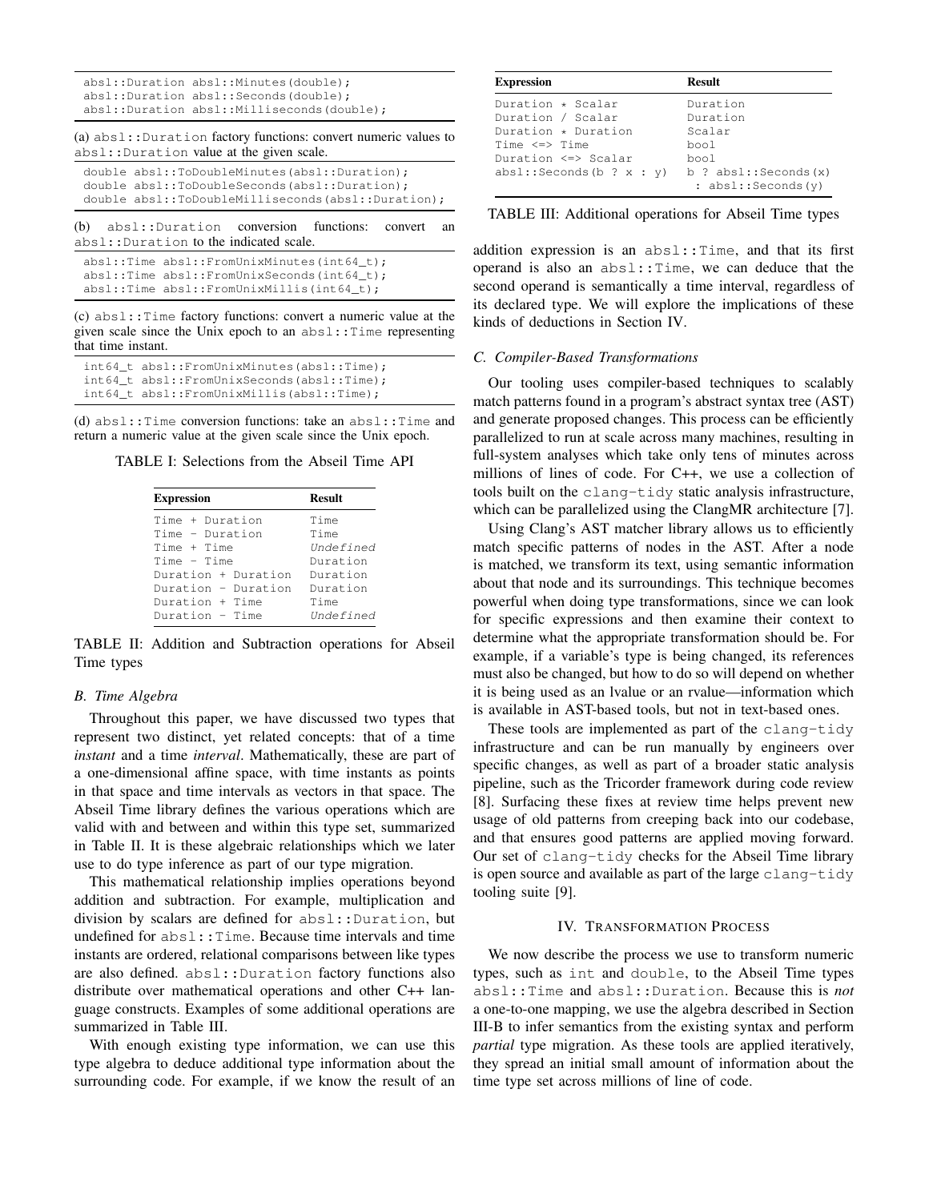```
absl::Duration absl::Minutes(double);
absl::Duration absl::Seconds(double);
absl::Duration absl::Milliseconds(double);
```

(a) `absl::Duration` factory functions: convert numeric values to `absl::Duration` value at the given scale.

```
double absl::ToDoubleMinutes(absl::Duration);
double absl::ToDoubleSeconds(absl::Duration);
double absl::ToDoubleMilliseconds(absl::Duration);
```

(b) `absl::Duration` conversion functions: convert an `absl::Duration` to the indicated scale.

```
absl::Time absl::FromUnixMinutes(int64_t);
absl::Time absl::FromUnixSeconds(int64_t);
absl::Time absl::FromUnixMillis(int64_t);
```

(c) `absl::Time` factory functions: convert a numeric value at the given scale since the Unix epoch to an `absl::Time` representing that time instant.

```
int64_t absl::FromUnixMinutes(absl::Time);
int64_t absl::FromUnixSeconds(absl::Time);
int64_t absl::FromUnixMillis(absl::Time);
```

(d) `absl::Time` conversion functions: take an `absl::Time` and return a numeric value at the given scale since the Unix epoch.

TABLE I: Selections from the Abseil Time API

| Expression | Result |
|---|---|
| Time + Duration | Time |
| Time - Duration | Time |
| Time + Time | *Undefined* |
| Time - Time | Duration |
| Duration + Duration | Duration |
| Duration - Duration | Duration |
| Duration + Time | Time |
| Duration - Time | *Undefined* |

TABLE II: Addition and Subtraction operations for Abseil Time types

### B. Time Algebra

Throughout this paper, we have discussed two types that represent two distinct, yet related concepts: that of a time *instant* and a time *interval*. Mathematically, these are part of a one-dimensional affine space, with time instants as points in that space and time intervals as vectors in that space. The Abseil Time library defines the various operations which are valid with and between and within this type set, summarized in Table II. It is these algebraic relationships which we later use to do type inference as part of our type migration.

This mathematical relationship implies operations beyond addition and subtraction. For example, multiplication and division by scalars are defined for `absl::Duration`, but undefined for `absl::Time`. Because time intervals and time instants are ordered, relational comparisons between like types are also defined. `absl::Duration` factory functions also distribute over mathematical operations and other C++ language constructs. Examples of some additional operations are summarized in Table III.

With enough existing type information, we can use this type algebra to deduce additional type information about the surrounding code. For example, if we know the result of an

| Expression | Result |
|---|---|
| Duration * Scalar | Duration |
| Duration / Scalar | Duration |
| Duration * Duration | Scalar |
| Time <=> Time | bool |
| Duration <=> Scalar | bool |
| absl::Seconds(b ? x : y) | b ? absl::Seconds(x) : absl::Seconds(y) |

TABLE III: Additional operations for Abseil Time types

addition expression is an `absl::Time`, and that its first operand is also an `absl::Time`, we can deduce that the second operand is semantically a time interval, regardless of its declared type. We will explore the implications of these kinds of deductions in Section IV.

### C. Compiler-Based Transformations

Our tooling uses compiler-based techniques to scalably match patterns found in a program's abstract syntax tree (AST) and generate proposed changes. This process can be efficiently parallelized to run at scale across many machines, resulting in full-system analyses which take only tens of minutes across millions of lines of code. For C++, we use a collection of tools built on the `clang-tidy` static analysis infrastructure, which can be parallelized using the ClangMR architecture [7].

Using Clang's AST matcher library allows us to efficiently match specific patterns of nodes in the AST. After a node is matched, we transform its text, using semantic information about that node and its surroundings. This technique becomes powerful when doing type transformations, since we can look for specific expressions and then examine their context to determine what the appropriate transformation should be. For example, if a variable's type is being changed, its references must also be changed, but how to do so will depend on whether it is being used as an lvalue or an rvalue—information which is available in AST-based tools, but not in text-based ones.

These tools are implemented as part of the `clang-tidy` infrastructure and can be run manually by engineers over specific changes, as well as part of a broader static analysis pipeline, such as the Tricorder framework during code review [8]. Surfacing these fixes at review time helps prevent new usage of old patterns from creeping back into our codebase, and that ensures good patterns are applied moving forward. Our set of `clang-tidy` checks for the Abseil Time library is open source and available as part of the large `clang-tidy` tooling suite [9].

## IV. Transformation Process

We now describe the process we use to transform numeric types, such as `int` and `double`, to the Abseil Time types `absl::Time` and `absl::Duration`. Because this is *not* a one-to-one mapping, we use the algebra described in Section III-B to infer semantics from the existing syntax and perform *partial* type migration. As these tools are applied iteratively, they spread an initial small amount of information about the time type set across millions of line of code.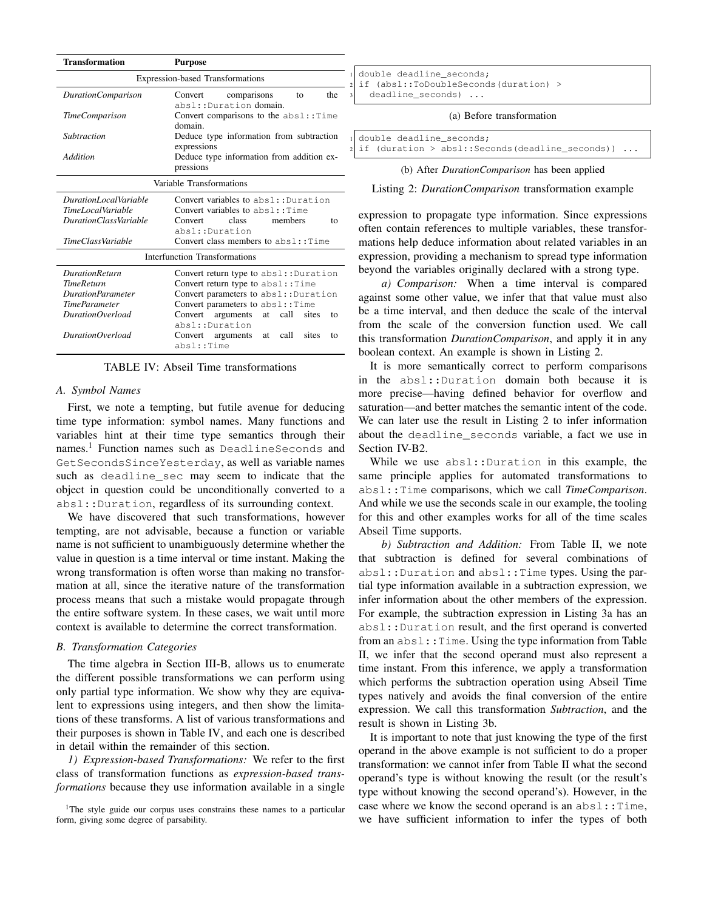| Transformation | Purpose |
|---|---|
| Expression-based Transformations | |
| *DurationComparison* | Convert comparisons to the `absl::Duration` domain. |
| *TimeComparison* | Convert comparisons to the `absl::Time` domain. |
| *Subtraction* | Deduce type information from subtraction expressions |
| *Addition* | Deduce type information from addition expressions |
| Variable Transformations | |
| *DurationLocalVariable* | Convert variables to `absl::Duration` |
| *TimeLocalVariable* | Convert variables to `absl::Time` |
| *DurationClassVariable* | Convert class members to `absl::Duration` |
| *TimeClassVariable* | Convert class members to `absl::Time` |
| Interfunction Transformations | |
| *DurationReturn* | Convert return type to `absl::Duration` |
| *TimeReturn* | Convert return type to `absl::Time` |
| *DurationParameter* | Convert parameters to `absl::Duration` |
| *TimeParameter* | Convert parameters to `absl::Time` |
| *DurationOverload* | Convert arguments at call sites to `absl::Duration` |
| *DurationOverload* | Convert arguments at call sites to `absl::Time` |

TABLE IV: Abseil Time transformations

### A. Symbol Names

First, we note a tempting, but futile avenue for deducing time type information: symbol names. Many functions and variables hint at their time type semantics through their names.[1] Function names such as `DeadlineSeconds` and `GetSecondsSinceYesterday`, as well as variable names such as `deadline_sec` may seem to indicate that the object in question could be unconditionally converted to a `absl::Duration`, regardless of its surrounding context.

We have discovered that such transformations, however tempting, are not advisable, because a function or variable name is not sufficient to unambiguously determine whether the value in question is a time interval or time instant. Making the wrong transformation is often worse than making no transformation at all, since the iterative nature of the transformation process means that such a mistake would propagate through the entire software system. In these cases, we wait until more context is available to determine the correct transformation.

### B. Transformation Categories

The time algebra in Section III-B, allows us to enumerate the different possible transformations we can perform using only partial type information. We show why they are equivalent to expressions using integers, and then show the limitations of these transforms. A list of various transformations and their purposes is shown in Table IV, and each one is described in detail within the remainder of this section.

*1) Expression-based Transformations:* We refer to the first class of transformation functions as *expression-based transformations* because they use information available in a single expression to propagate type information. Since expressions often contain references to multiple variables, these transformations help deduce information about related variables in an expression, providing a mechanism to spread type information beyond the variables originally declared with a strong type.

[1]The style guide our corpus uses constrains these names to a particular form, giving some degree of parsability.

```
double deadline_seconds;
if (absl::ToDoubleSeconds(duration) >
  deadline_seconds) ...
```

(a) Before transformation

```
double deadline_seconds;
if (duration > absl::Seconds(deadline_seconds)) ...
```

(b) After *DurationComparison* has been applied

Listing 2: *DurationComparison* transformation example

*a) Comparison:* When a time interval is compared against some other value, we infer that that value must also be a time interval, and then deduce the scale of the interval from the scale of the conversion function used. We call this transformation *DurationComparison*, and apply it in any boolean context. An example is shown in Listing 2.

It is more semantically correct to perform comparisons in the `absl::Duration` domain both because it is more precise—having defined behavior for overflow and saturation—and better matches the semantic intent of the code. We can later use the result in Listing 2 to infer information about the `deadline_seconds` variable, a fact we use in Section IV-B2.

While we use `absl::Duration` in this example, the same principle applies for automated transformations to `absl::Time` comparisons, which we call *TimeComparison*. And while we use the seconds scale in our example, the tooling for this and other examples works for all of the time scales Abseil Time supports.

*b) Subtraction and Addition:* From Table II, we note that subtraction is defined for several combinations of `absl::Duration` and `absl::Time` types. Using the partial type information available in a subtraction expression, we infer information about the other members of the expression. For example, the subtraction expression in Listing 3a has an `absl::Duration` result, and the first operand is converted from an `absl::Time`. Using the type information from Table II, we infer that the second operand must also represent a time instant. From this inference, we apply a transformation which performs the subtraction operation using Abseil Time types natively and avoids the final conversion of the entire expression. We call this transformation *Subtraction*, and the result is shown in Listing 3b.

It is important to note that just knowing the type of the first operand in the above example is not sufficient to do a proper transformation: we cannot infer from Table II what the second operand's type is without knowing the result (or the result's type without knowing the second operand's). However, in the case where we know the second operand is an `absl::Time`, we have sufficient information to infer the types of both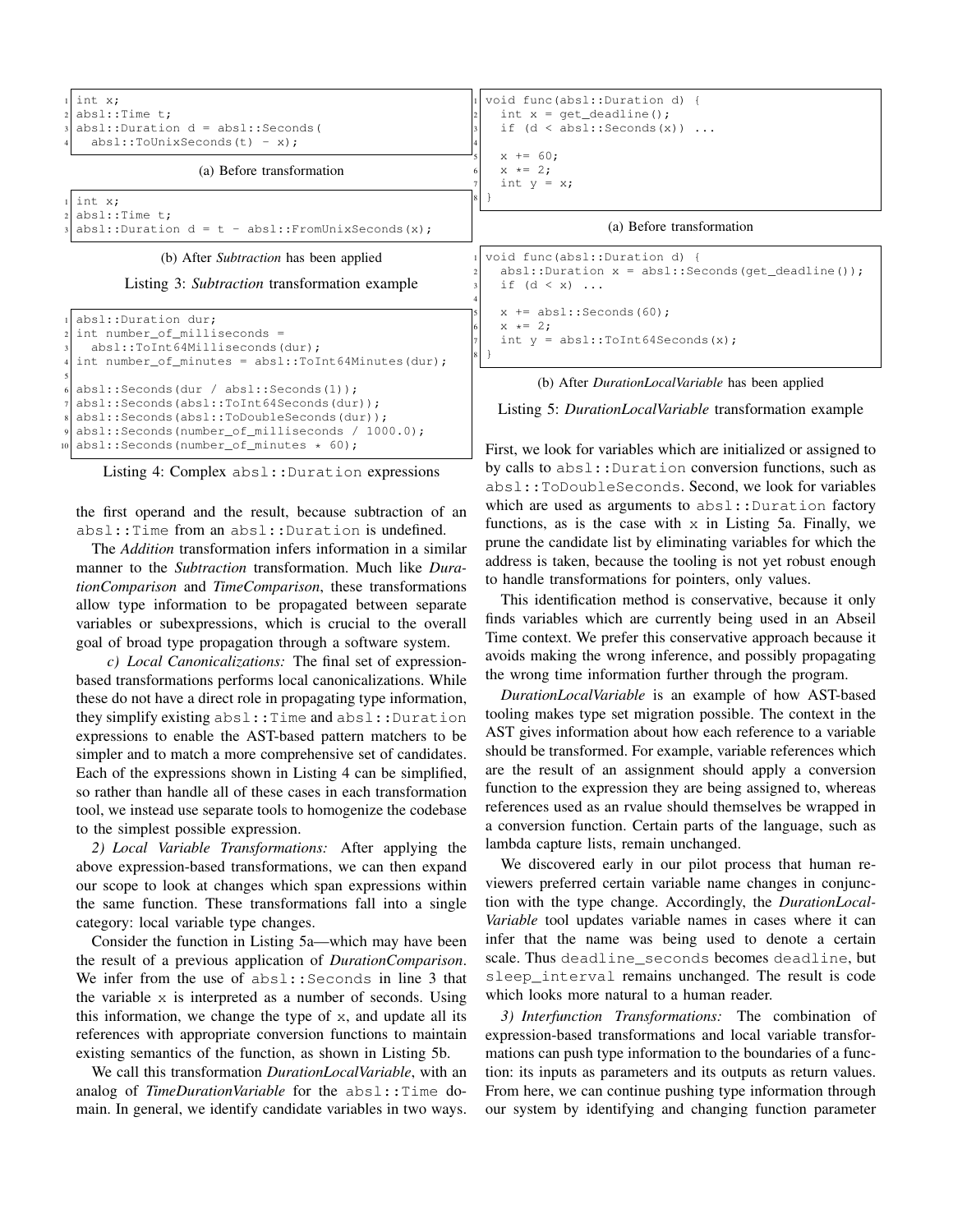```
int x;
absl::Time t;
absl::Duration d = absl::Seconds(
  absl::ToUnixSeconds(t) - x);
```

(a) Before transformation

```
int x;
absl::Time t;
absl::Duration d = t - absl::FromUnixSeconds(x);
```

(b) After *Subtraction* has been applied

Listing 3: *Subtraction* transformation example

```
absl::Duration dur;
int number_of_milliseconds =
  absl::ToInt64Milliseconds(dur);
int number_of_minutes = absl::ToInt64Minutes(dur);

absl::Seconds(dur / absl::Seconds(1));
absl::Seconds(absl::ToInt64Seconds(dur));
absl::Seconds(absl::ToDoubleSeconds(dur));
absl::Seconds(number_of_milliseconds / 1000.0);
absl::Seconds(number_of_minutes * 60);
```

Listing 4: Complex absl::Duration expressions

the first operand and the result, because subtraction of an absl::Time from an absl::Duration is undefined.

The *Addition* transformation infers information in a similar manner to the *Subtraction* transformation. Much like *DurationComparison* and *TimeComparison*, these transformations allow type information to be propagated between separate variables or subexpressions, which is crucial to the overall goal of broad type propagation through a software system.

*c) Local Canonicalizations:* The final set of expression-based transformations performs local canonicalizations. While these do not have a direct role in propagating type information, they simplify existing absl::Time and absl::Duration expressions to enable the AST-based pattern matchers to be simpler and to match a more comprehensive set of candidates. Each of the expressions shown in Listing 4 can be simplified, so rather than handle all of these cases in each transformation tool, we instead use separate tools to homogenize the codebase to the simplest possible expression.

*2) Local Variable Transformations:* After applying the above expression-based transformations, we can then expand our scope to look at changes which span expressions within the same function. These transformations fall into a single category: local variable type changes.

Consider the function in Listing 5a—which may have been the result of a previous application of *DurationComparison*. We infer from the use of absl::Seconds in line 3 that the variable x is interpreted as a number of seconds. Using this information, we change the type of x, and update all its references with appropriate conversion functions to maintain existing semantics of the function, as shown in Listing 5b.

We call this transformation *DurationLocalVariable*, with an analog of *TimeDurationVariable* for the absl::Time domain. In general, we identify candidate variables in two ways.

```
void func(absl::Duration d) {
  int x = get_deadline();
  if (d < absl::Seconds(x)) ...

  x += 60;
  x *= 2;
  int y = x;
}
```

(a) Before transformation

```
void func(absl::Duration d) {
  absl::Duration x = absl::Seconds(get_deadline());
  if (d < x) ...

  x += absl::Seconds(60);
  x *= 2;
  int y = absl::ToInt64Seconds(x);
}
```

(b) After *DurationLocalVariable* has been applied

Listing 5: *DurationLocalVariable* transformation example

First, we look for variables which are initialized or assigned to by calls to absl::Duration conversion functions, such as absl::ToDoubleSeconds. Second, we look for variables which are used as arguments to absl::Duration factory functions, as is the case with x in Listing 5a. Finally, we prune the candidate list by eliminating variables for which the address is taken, because the tooling is not yet robust enough to handle transformations for pointers, only values.

This identification method is conservative, because it only finds variables which are currently being used in an Abseil Time context. We prefer this conservative approach because it avoids making the wrong inference, and possibly propagating the wrong time information further through the program.

*DurationLocalVariable* is an example of how AST-based tooling makes type set migration possible. The context in the AST gives information about how each reference to a variable should be transformed. For example, variable references which are the result of an assignment should apply a conversion function to the expression they are being assigned to, whereas references used as an rvalue should themselves be wrapped in a conversion function. Certain parts of the language, such as lambda capture lists, remain unchanged.

We discovered early in our pilot process that human reviewers preferred certain variable name changes in conjunction with the type change. Accordingly, the *DurationLocalVariable* tool updates variable names in cases where it can infer that the name was being used to denote a certain scale. Thus deadline_seconds becomes deadline, but sleep_interval remains unchanged. The result is code which looks more natural to a human reader.

*3) Interfunction Transformations:* The combination of expression-based transformations and local variable transformations can push type information to the boundaries of a function: its inputs as parameters and its outputs as return values. From here, we can continue pushing type information through our system by identifying and changing function parameter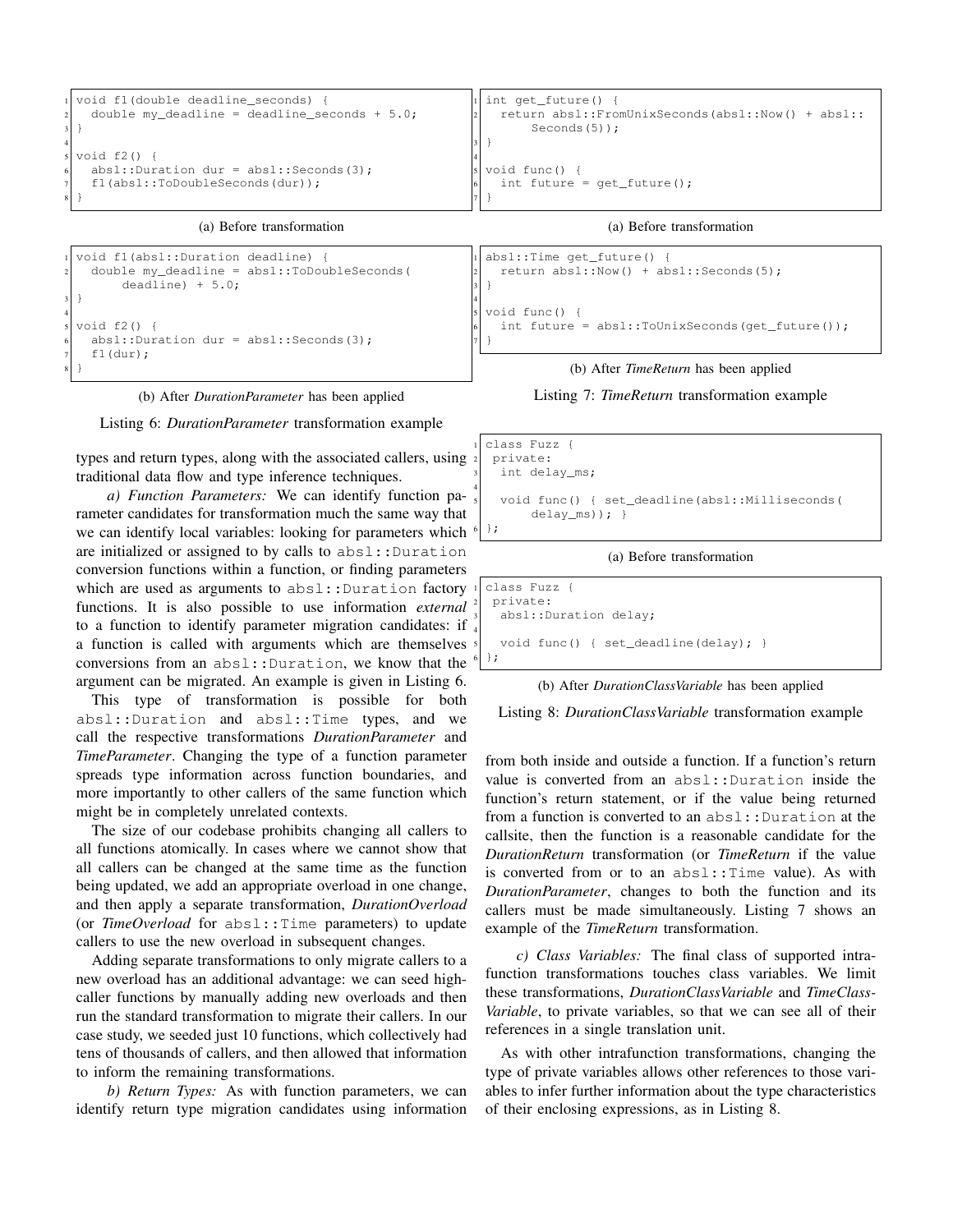```
void f1(double deadline_seconds) {
  double my_deadline = deadline_seconds + 5.0;
}

void f2() {
  absl::Duration dur = absl::Seconds(3);
  f1(absl::ToDoubleSeconds(dur));
}
```

(a) Before transformation

```
void f1(absl::Duration deadline) {
  double my_deadline = absl::ToDoubleSeconds(
      deadline) + 5.0;
}

void f2() {
  absl::Duration dur = absl::Seconds(3);
  f1(dur);
}
```

(b) After *DurationParameter* has been applied

Listing 6: *DurationParameter* transformation example

types and return types, along with the associated callers, using traditional data flow and type inference techniques.

*a) Function Parameters:* We can identify function parameter candidates for transformation much the same way that we can identify local variables: looking for parameters which are initialized or assigned to by calls to `absl::Duration` conversion functions within a function, or finding parameters which are used as arguments to `absl::Duration` factory functions. It is also possible to use information *external* to a function to identify parameter migration candidates: if a function is called with arguments which are themselves conversions from an `absl::Duration`, we know that the argument can be migrated. An example is given in Listing 6.

This type of transformation is possible for both `absl::Duration` and `absl::Time` types, and we call the respective transformations *DurationParameter* and *TimeParameter*. Changing the type of a function parameter spreads type information across function boundaries, and more importantly to other callers of the same function which might be in completely unrelated contexts.

The size of our codebase prohibits changing all callers to all functions atomically. In cases where we cannot show that all callers can be changed at the same time as the function being updated, we add an appropriate overload in one change, and then apply a separate transformation, *DurationOverload* (or *TimeOverload* for `absl::Time` parameters) to update callers to use the new overload in subsequent changes.

Adding separate transformations to only migrate callers to a new overload has an additional advantage: we can seed high-caller functions by manually adding new overloads and then run the standard transformation to migrate their callers. In our case study, we seeded just 10 functions, which collectively had tens of thousands of callers, and then allowed that information to inform the remaining transformations.

*b) Return Types:* As with function parameters, we can identify return type migration candidates using information

```
int get_future() {
  return absl::FromUnixSeconds(absl::Now() + absl::
      Seconds(5));
}

void func() {
  int future = get_future();
}
```

(a) Before transformation

```
absl::Time get_future() {
  return absl::Now() + absl::Seconds(5);
}

void func() {
  int future = absl::ToUnixSeconds(get_future());
}
```

(b) After *TimeReturn* has been applied

Listing 7: *TimeReturn* transformation example

```
class Fuzz {
 private:
  int delay_ms;

  void func() { set_deadline(absl::Milliseconds(
      delay_ms)); }
};
```

(a) Before transformation

```
class Fuzz {
 private:
  absl::Duration delay;

  void func() { set_deadline(delay); }
};
```

(b) After *DurationClassVariable* has been applied

Listing 8: *DurationClassVariable* transformation example

from both inside and outside a function. If a function's return value is converted from an `absl::Duration` inside the function's return statement, or if the value being returned from a function is converted to an `absl::Duration` at the callsite, then the function is a reasonable candidate for the *DurationReturn* transformation (or *TimeReturn* if the value is converted from or to an `absl::Time` value). As with *DurationParameter*, changes to both the function and its callers must be made simultaneously. Listing 7 shows an example of the *TimeReturn* transformation.

*c) Class Variables:* The final class of supported intrafunction transformations touches class variables. We limit these transformations, *DurationClassVariable* and *TimeClassVariable*, to private variables, so that we can see all of their references in a single translation unit.

As with other intrafunction transformations, changing the type of private variables allows other references to those variables to infer further information about the type characteristics of their enclosing expressions, as in Listing 8.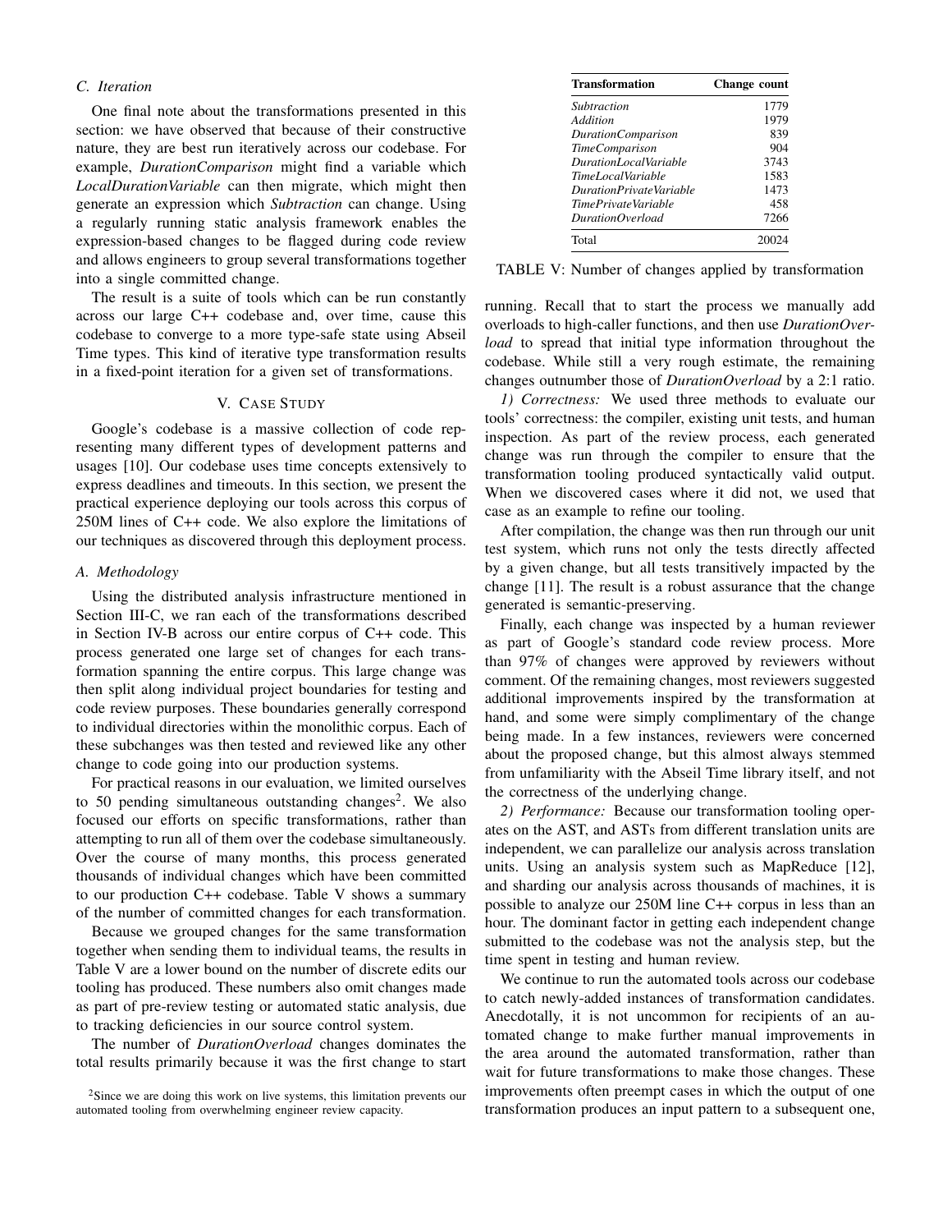### C. Iteration

One final note about the transformations presented in this section: we have observed that because of their constructive nature, they are best run iteratively across our codebase. For example, *DurationComparison* might find a variable which *LocalDurationVariable* can then migrate, which might then generate an expression which *Subtraction* can change. Using a regularly running static analysis framework enables the expression-based changes to be flagged during code review and allows engineers to group several transformations together into a single committed change.

The result is a suite of tools which can be run constantly across our large C++ codebase and, over time, cause this codebase to converge to a more type-safe state using Abseil Time types. This kind of iterative type transformation results in a fixed-point iteration for a given set of transformations.

## V. Case Study

Google's codebase is a massive collection of code representing many different types of development patterns and usages [10]. Our codebase uses time concepts extensively to express deadlines and timeouts. In this section, we present the practical experience deploying our tools across this corpus of 250M lines of C++ code. We also explore the limitations of our techniques as discovered through this deployment process.

### A. Methodology

Using the distributed analysis infrastructure mentioned in Section III-C, we ran each of the transformations described in Section IV-B across our entire corpus of C++ code. This process generated one large set of changes for each transformation spanning the entire corpus. This large change was then split along individual project boundaries for testing and code review purposes. These boundaries generally correspond to individual directories within the monolithic corpus. Each of these subchanges was then tested and reviewed like any other change to code going into our production systems.

For practical reasons in our evaluation, we limited ourselves to 50 pending simultaneous outstanding changes[2]. We also focused our efforts on specific transformations, rather than attempting to run all of them over the codebase simultaneously. Over the course of many months, this process generated thousands of individual changes which have been committed to our production C++ codebase. Table V shows a summary of the number of committed changes for each transformation.

Because we grouped changes for the same transformation together when sending them to individual teams, the results in Table V are a lower bound on the number of discrete edits our tooling has produced. These numbers also omit changes made as part of pre-review testing or automated static analysis, due to tracking deficiencies in our source control system.

The number of *DurationOverload* changes dominates the total results primarily because it was the first change to start running. Recall that to start the process we manually add overloads to high-caller functions, and then use *DurationOverload* to spread that initial type information throughout the codebase. While still a very rough estimate, the remaining changes outnumber those of *DurationOverload* by a 2:1 ratio.

[2]Since we are doing this work on live systems, this limitation prevents our automated tooling from overwhelming engineer review capacity.

| Transformation | Change count |
|---|---|
| *Subtraction* | 1779 |
| *Addition* | 1979 |
| *DurationComparison* | 839 |
| *TimeComparison* | 904 |
| *DurationLocalVariable* | 3743 |
| *TimeLocalVariable* | 1583 |
| *DurationPrivateVariable* | 1473 |
| *TimePrivateVariable* | 458 |
| *DurationOverload* | 7266 |
| Total | 20024 |

TABLE V: Number of changes applied by transformation

*1) Correctness:* We used three methods to evaluate our tools' correctness: the compiler, existing unit tests, and human inspection. As part of the review process, each generated change was run through the compiler to ensure that the transformation tooling produced syntactically valid output. When we discovered cases where it did not, we used that case as an example to refine our tooling.

After compilation, the change was then run through our unit test system, which runs not only the tests directly affected by a given change, but all tests transitively impacted by the change [11]. The result is a robust assurance that the change generated is semantic-preserving.

Finally, each change was inspected by a human reviewer as part of Google's standard code review process. More than 97% of changes were approved by reviewers without comment. Of the remaining changes, most reviewers suggested additional improvements inspired by the transformation at hand, and some were simply complimentary of the change being made. In a few instances, reviewers were concerned about the proposed change, but this almost always stemmed from unfamiliarity with the Abseil Time library itself, and not the correctness of the underlying change.

*2) Performance:* Because our transformation tooling operates on the AST, and ASTs from different translation units are independent, we can parallelize our analysis across translation units. Using an analysis system such as MapReduce [12], and sharding our analysis across thousands of machines, it is possible to analyze our 250M line C++ corpus in less than an hour. The dominant factor in getting each independent change submitted to the codebase was not the analysis step, but the time spent in testing and human review.

We continue to run the automated tools across our codebase to catch newly-added instances of transformation candidates. Anecdotally, it is not uncommon for recipients of an automated change to make further manual improvements in the area around the automated transformation, rather than wait for future transformations to make those changes. These improvements often preempt cases in which the output of one transformation produces an input pattern to a subsequent one,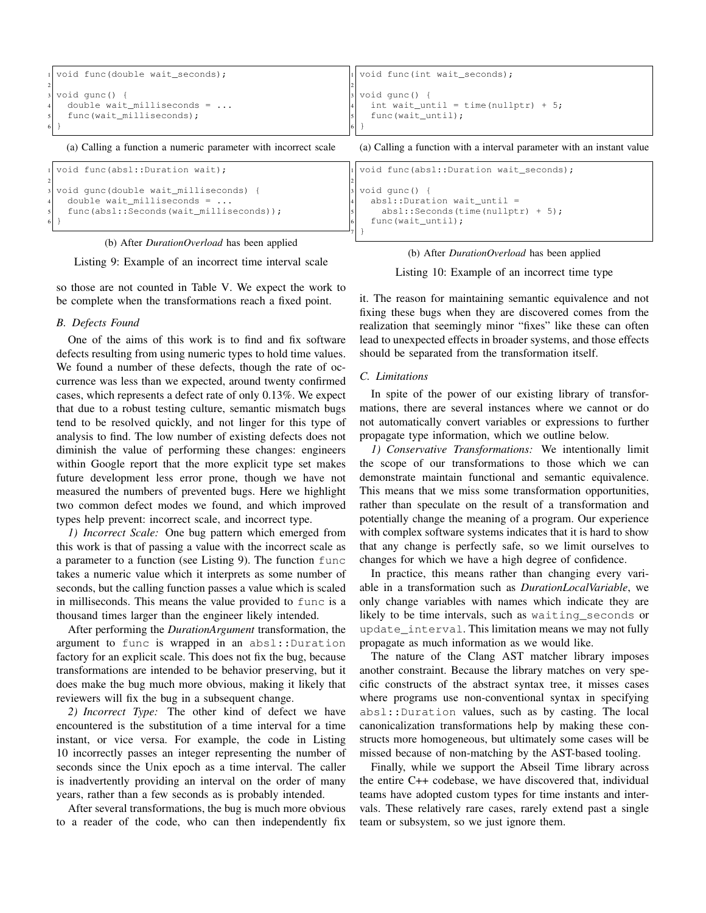```
void func(double wait_seconds);

void gunc() {
  double wait_milliseconds = ...
  func(wait_milliseconds);
}
```

(a) Calling a function a numeric parameter with incorrect scale

```
void func(absl::Duration wait);

void gunc(double wait_milliseconds) {
  double wait_milliseconds = ...
  func(absl::Seconds(wait_milliseconds));
}
```

(b) After *DurationOverload* has been applied

Listing 9: Example of an incorrect time interval scale

```
void func(int wait_seconds);

void gunc() {
  int wait_until = time(nullptr) + 5;
  func(wait_until);
}
```

(a) Calling a function with a interval parameter with an instant value

```
void func(absl::Duration wait_seconds);

void gunc() {
  absl::Duration wait_until =
    absl::Seconds(time(nullptr) + 5);
  func(wait_until);
}
```

(b) After *DurationOverload* has been applied

Listing 10: Example of an incorrect time type

so those are not counted in Table V. We expect the work to be complete when the transformations reach a fixed point.

### B. Defects Found

One of the aims of this work is to find and fix software defects resulting from using numeric types to hold time values. We found a number of these defects, though the rate of occurrence was less than we expected, around twenty confirmed cases, which represents a defect rate of only 0.13%. We expect that due to a robust testing culture, semantic mismatch bugs tend to be resolved quickly, and not linger for this type of analysis to find. The low number of existing defects does not diminish the value of performing these changes: engineers within Google report that the more explicit type set makes future development less error prone, though we have not measured the numbers of prevented bugs. Here we highlight two common defect modes we found, and which improved types help prevent: incorrect scale, and incorrect type.

*1) Incorrect Scale:* One bug pattern which emerged from this work is that of passing a value with the incorrect scale as a parameter to a function (see Listing 9). The function `func` takes a numeric value which it interprets as some number of seconds, but the calling function passes a value which is scaled in milliseconds. This means the value provided to `func` is a thousand times larger than the engineer likely intended.

After performing the *DurationArgument* transformation, the argument to `func` is wrapped in an `absl::Duration` factory for an explicit scale. This does not fix the bug, because transformations are intended to be behavior preserving, but it does make the bug much more obvious, making it likely that reviewers will fix the bug in a subsequent change.

*2) Incorrect Type:* The other kind of defect we have encountered is the substitution of a time interval for a time instant, or vice versa. For example, the code in Listing 10 incorrectly passes an integer representing the number of seconds since the Unix epoch as a time interval. The caller is inadvertently providing an interval on the order of many years, rather than a few seconds as is probably intended.

After several transformations, the bug is much more obvious to a reader of the code, who can then independently fix it. The reason for maintaining semantic equivalence and not fixing these bugs when they are discovered comes from the realization that seemingly minor "fixes" like these can often lead to unexpected effects in broader systems, and those effects should be separated from the transformation itself.

### C. Limitations

In spite of the power of our existing library of transformations, there are several instances where we cannot or do not automatically convert variables or expressions to further propagate type information, which we outline below.

*1) Conservative Transformations:* We intentionally limit the scope of our transformations to those which we can demonstrate maintain functional and semantic equivalence. This means that we miss some transformation opportunities, rather than speculate on the result of a transformation and potentially change the meaning of a program. Our experience with complex software systems indicates that it is hard to show that any change is perfectly safe, so we limit ourselves to changes for which we have a high degree of confidence.

In practice, this means rather than changing every variable in a transformation such as *DurationLocalVariable*, we only change variables with names which indicate they are likely to be time intervals, such as `waiting_seconds` or `update_interval`. This limitation means we may not fully propagate as much information as we would like.

The nature of the Clang AST matcher library imposes another constraint. Because the library matches on very specific constructs of the abstract syntax tree, it misses cases where programs use non-conventional syntax in specifying `absl::Duration` values, such as by casting. The local canonicalization transformations help by making these constructs more homogeneous, but ultimately some cases will be missed because of non-matching by the AST-based tooling.

Finally, while we support the Abseil Time library across the entire C++ codebase, we have discovered that, individual teams have adopted custom types for time instants and intervals. These relatively rare cases, rarely extend past a single team or subsystem, so we just ignore them.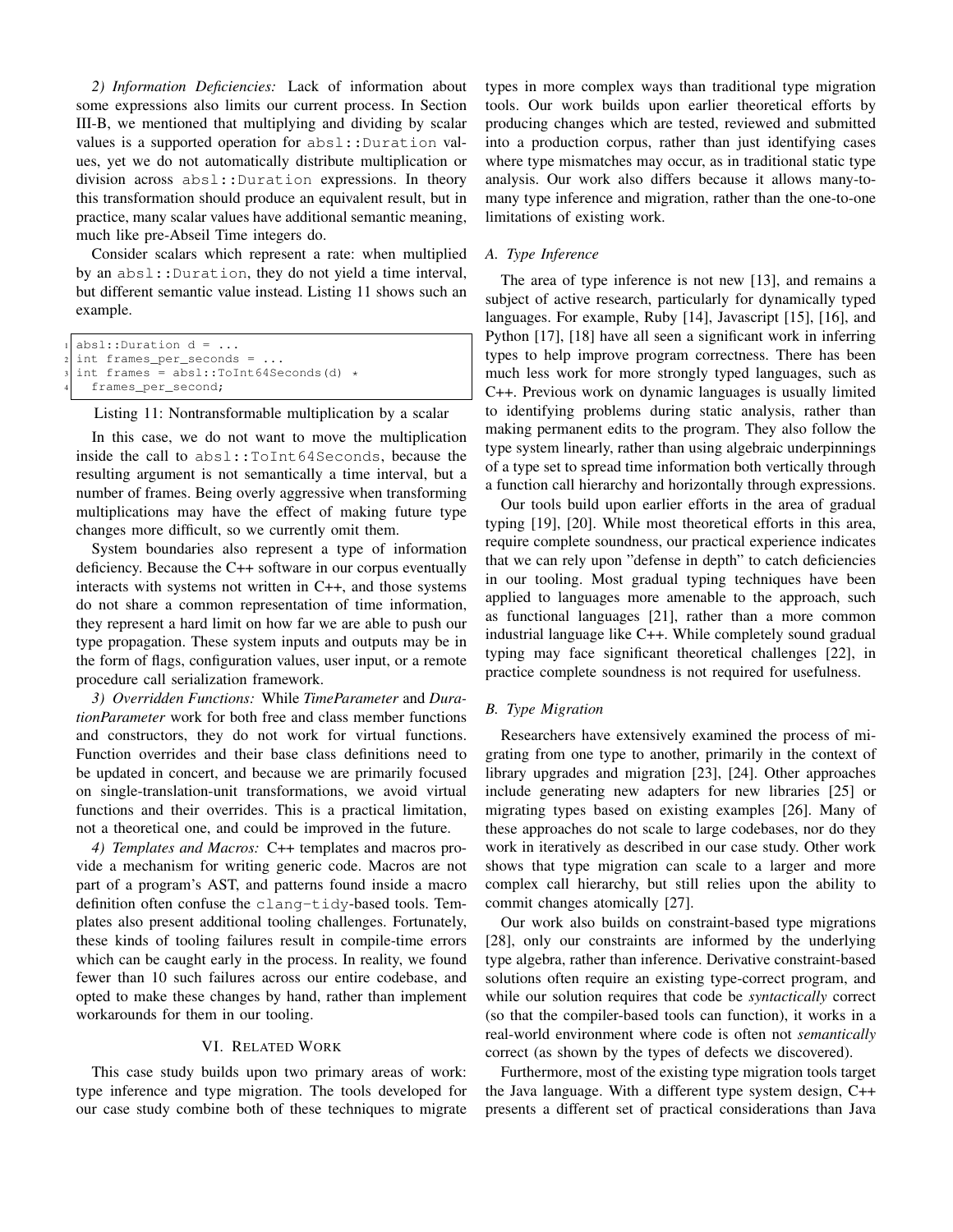*2) Information Deficiencies:* Lack of information about some expressions also limits our current process. In Section III-B, we mentioned that multiplying and dividing by scalar values is a supported operation for `absl::Duration` values, yet we do not automatically distribute multiplication or division across `absl::Duration` expressions. In theory this transformation should produce an equivalent result, but in practice, many scalar values have additional semantic meaning, much like pre-Abseil Time integers do.

Consider scalars which represent a rate: when multiplied by an `absl::Duration`, they do not yield a time interval, but different semantic value instead. Listing 11 shows such an example.

```
absl::Duration d = ...
int frames_per_seconds = ...
int frames = absl::ToInt64Seconds(d) *
  frames_per_second;
```

Listing 11: Nontransformable multiplication by a scalar

In this case, we do not want to move the multiplication inside the call to `absl::ToInt64Seconds`, because the resulting argument is not semantically a time interval, but a number of frames. Being overly aggressive when transforming multiplications may have the effect of making future type changes more difficult, so we currently omit them.

System boundaries also represent a type of information deficiency. Because the C++ software in our corpus eventually interacts with systems not written in C++, and those systems do not share a common representation of time information, they represent a hard limit on how far we are able to push our type propagation. These system inputs and outputs may be in the form of flags, configuration values, user input, or a remote procedure call serialization framework.

*3) Overridden Functions:* While *TimeParameter* and *DurationParameter* work for both free and class member functions and constructors, they do not work for virtual functions. Function overrides and their base class definitions need to be updated in concert, and because we are primarily focused on single-translation-unit transformations, we avoid virtual functions and their overrides. This is a practical limitation, not a theoretical one, and could be improved in the future.

*4) Templates and Macros:* C++ templates and macros provide a mechanism for writing generic code. Macros are not part of a program's AST, and patterns found inside a macro definition often confuse the `clang-tidy`-based tools. Templates also present additional tooling challenges. Fortunately, these kinds of tooling failures result in compile-time errors which can be caught early in the process. In reality, we found fewer than 10 such failures across our entire codebase, and opted to make these changes by hand, rather than implement workarounds for them in our tooling.

## VI. Related Work

This case study builds upon two primary areas of work: type inference and type migration. The tools developed for our case study combine both of these techniques to migrate types in more complex ways than traditional type migration tools. Our work builds upon earlier theoretical efforts by producing changes which are tested, reviewed and submitted into a production corpus, rather than just identifying cases where type mismatches may occur, as in traditional static type analysis. Our work also differs because it allows many-to-many type inference and migration, rather than the one-to-one limitations of existing work.

### A. Type Inference

The area of type inference is not new [13], and remains a subject of active research, particularly for dynamically typed languages. For example, Ruby [14], Javascript [15], [16], and Python [17], [18] have all seen a significant work in inferring types to help improve program correctness. There has been much less work for more strongly typed languages, such as C++. Previous work on dynamic languages is usually limited to identifying problems during static analysis, rather than making permanent edits to the program. They also follow the type system linearly, rather than using algebraic underpinnings of a type set to spread time information both vertically through a function call hierarchy and horizontally through expressions.

Our tools build upon earlier efforts in the area of gradual typing [19], [20]. While most theoretical efforts in this area, require complete soundness, our practical experience indicates that we can rely upon "defense in depth" to catch deficiencies in our tooling. Most gradual typing techniques have been applied to languages more amenable to the approach, such as functional languages [21], rather than a more common industrial language like C++. While completely sound gradual typing may face significant theoretical challenges [22], in practice complete soundness is not required for usefulness.

### B. Type Migration

Researchers have extensively examined the process of migrating from one type to another, primarily in the context of library upgrades and migration [23], [24]. Other approaches include generating new adapters for new libraries [25] or migrating types based on existing examples [26]. Many of these approaches do not scale to large codebases, nor do they work in iteratively as described in our case study. Other work shows that type migration can scale to a larger and more complex call hierarchy, but still relies upon the ability to commit changes atomically [27].

Our work also builds on constraint-based type migrations [28], only our constraints are informed by the underlying type algebra, rather than inference. Derivative constraint-based solutions often require an existing type-correct program, and while our solution requires that code be *syntactically* correct (so that the compiler-based tools can function), it works in a real-world environment where code is often not *semantically* correct (as shown by the types of defects we discovered).

Furthermore, most of the existing type migration tools target the Java language. With a different type system design, C++ presents a different set of practical considerations than Java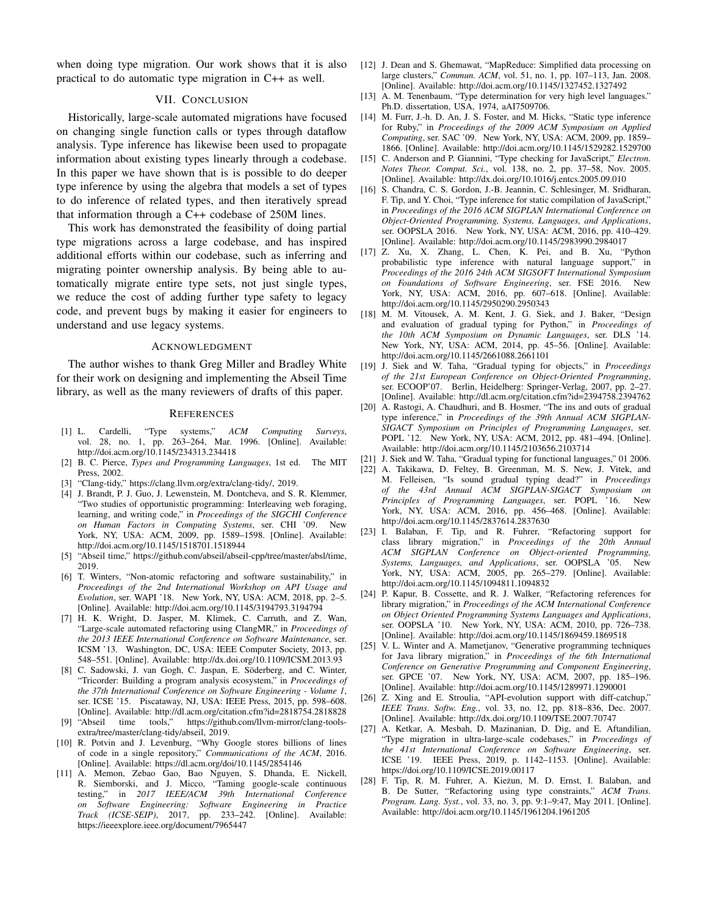when doing type migration. Our work shows that it is also practical to do automatic type migration in C++ as well.

## VII. Conclusion

Historically, large-scale automated migrations have focused on changing single function calls or types through dataflow analysis. Type inference has likewise been used to propagate information about existing types linearly through a codebase. In this paper we have shown that is is possible to do deeper type inference by using the algebra that models a set of types to do inference of related types, and then iteratively spread that information through a C++ codebase of 250M lines.

This work has demonstrated the feasibility of doing partial type migrations across a large codebase, and has inspired additional efforts within our codebase, such as inferring and migrating pointer ownership analysis. By being able to automatically migrate entire type sets, not just single types, we reduce the cost of adding further type safety to legacy code, and prevent bugs by making it easier for engineers to understand and use legacy systems.

## Acknowledgment

The author wishes to thank Greg Miller and Bradley White for their work on designing and implementing the Abseil Time library, as well as the many reviewers of drafts of this paper.

## References

[1] L. Cardelli, "Type systems," *ACM Computing Surveys*, vol. 28, no. 1, pp. 263–264, Mar. 1996. [Online]. Available: http://doi.acm.org/10.1145/234313.234418

[2] B. C. Pierce, *Types and Programming Languages*, 1st ed. The MIT Press, 2002.

[3] "Clang-tidy," https://clang.llvm.org/extra/clang-tidy/, 2019.

[4] J. Brandt, P. J. Guo, J. Lewenstein, M. Dontcheva, and S. R. Klemmer, "Two studies of opportunistic programming: Interleaving web foraging, learning, and writing code," in *Proceedings of the SIGCHI Conference on Human Factors in Computing Systems*, ser. CHI '09. New York, NY, USA: ACM, 2009, pp. 1589–1598. [Online]. Available: http://doi.acm.org/10.1145/1518701.1518944

[5] "Abseil time," https://github.com/abseil/abseil-cpp/tree/master/absl/time, 2019.

[6] T. Winters, "Non-atomic refactoring and software sustainability," in *Proceedings of the 2nd International Workshop on API Usage and Evolution*, ser. WAPI '18. New York, NY, USA: ACM, 2018, pp. 2–5. [Online]. Available: http://doi.acm.org/10.1145/3194793.3194794

[7] H. K. Wright, D. Jasper, M. Klimek, C. Carruth, and Z. Wan, "Large-scale automated refactoring using ClangMR," in *Proceedings of the 2013 IEEE International Conference on Software Maintenance*, ser. ICSM '13. Washington, DC, USA: IEEE Computer Society, 2013, pp. 548–551. [Online]. Available: http://dx.doi.org/10.1109/ICSM.2013.93

[8] C. Sadowski, J. van Gogh, C. Jaspan, E. Söderberg, and C. Winter, "Tricorder: Building a program analysis ecosystem," in *Proceedings of the 37th International Conference on Software Engineering - Volume 1*, ser. ICSE '15. Piscataway, NJ, USA: IEEE Press, 2015, pp. 598–608. [Online]. Available: http://dl.acm.org/citation.cfm?id=2818754.2818828

[9] "Abseil time tools," https://github.com/llvm-mirror/clang-tools-extra/tree/master/clang-tidy/abseil, 2019.

[10] R. Potvin and J. Levenburg, "Why Google stores billions of lines of code in a single repository," *Communications of the ACM*, 2016. [Online]. Available: https://dl.acm.org/doi/10.1145/2854146

[11] A. Memon, Zebao Gao, Bao Nguyen, S. Dhanda, E. Nickell, R. Siemborski, and J. Micco, "Taming google-scale continuous testing," in *2017 IEEE/ACM 39th International Conference on Software Engineering: Software Engineering in Practice Track (ICSE-SEIP)*, 2017, pp. 233–242. [Online]. Available: https://ieeexplore.ieee.org/document/7965447

[12] J. Dean and S. Ghemawat, "MapReduce: Simplified data processing on large clusters," *Commun. ACM*, vol. 51, no. 1, pp. 107–113, Jan. 2008. [Online]. Available: http://doi.acm.org/10.1145/1327452.1327492

[13] A. M. Tenenbaum, "Type determination for very high level languages." Ph.D. dissertation, USA, 1974, aAI7509706.

[14] M. Furr, J.-h. D. An, J. S. Foster, and M. Hicks, "Static type inference for Ruby," in *Proceedings of the 2009 ACM Symposium on Applied Computing*, ser. SAC '09. New York, NY, USA: ACM, 2009, pp. 1859–1866. [Online]. Available: http://doi.acm.org/10.1145/1529282.1529700

[15] C. Anderson and P. Giannini, "Type checking for JavaScript," *Electron. Notes Theor. Comput. Sci.*, vol. 138, no. 2, pp. 37–58, Nov. 2005. [Online]. Available: http://dx.doi.org/10.1016/j.entcs.2005.09.010

[16] S. Chandra, C. S. Gordon, J.-B. Jeannin, C. Schlesinger, M. Sridharan, F. Tip, and Y. Choi, "Type inference for static compilation of JavaScript," in *Proceedings of the 2016 ACM SIGPLAN International Conference on Object-Oriented Programming, Systems, Languages, and Applications*, ser. OOPSLA 2016. New York, NY, USA: ACM, 2016, pp. 410–429. [Online]. Available: http://doi.acm.org/10.1145/2983990.2984017

[17] Z. Xu, X. Zhang, L. Chen, K. Pei, and B. Xu, "Python probabilistic type inference with natural language support," in *Proceedings of the 2016 24th ACM SIGSOFT International Symposium on Foundations of Software Engineering*, ser. FSE 2016. New York, NY, USA: ACM, 2016, pp. 607–618. [Online]. Available: http://doi.acm.org/10.1145/2950290.2950343

[18] M. M. Vitousek, A. M. Kent, J. G. Siek, and J. Baker, "Design and evaluation of gradual typing for Python," in *Proceedings of the 10th ACM Symposium on Dynamic Languages*, ser. DLS '14. New York, NY, USA: ACM, 2014, pp. 45–56. [Online]. Available: http://doi.acm.org/10.1145/2661088.2661101

[19] J. Siek and W. Taha, "Gradual typing for objects," in *Proceedings of the 21st European Conference on Object-Oriented Programming*, ser. ECOOP'07. Berlin, Heidelberg: Springer-Verlag, 2007, pp. 2–27. [Online]. Available: http://dl.acm.org/citation.cfm?id=2394758.2394762

[20] A. Rastogi, A. Chaudhuri, and B. Hosmer, "The ins and outs of gradual type inference," in *Proceedings of the 39th Annual ACM SIGPLAN-SIGACT Symposium on Principles of Programming Languages*, ser. POPL '12. New York, NY, USA: ACM, 2012, pp. 481–494. [Online]. Available: http://doi.acm.org/10.1145/2103656.2103714

[21] J. Siek and W. Taha, "Gradual typing for functional languages," 01 2006.

[22] A. Takikawa, D. Feltey, B. Greenman, M. S. New, J. Vitek, and M. Felleisen, "Is sound gradual typing dead?" in *Proceedings of the 43rd Annual ACM SIGPLAN-SIGACT Symposium on Principles of Programming Languages*, ser. POPL '16. New York, NY, USA: ACM, 2016, pp. 456–468. [Online]. Available: http://doi.acm.org/10.1145/2837614.2837630

[23] I. Balaban, F. Tip, and R. Fuhrer, "Refactoring support for class library migration," in *Proceedings of the 20th Annual ACM SIGPLAN Conference on Object-oriented Programming, Systems, Languages, and Applications*, ser. OOPSLA '05. New York, NY, USA: ACM, 2005, pp. 265–279. [Online]. Available: http://doi.acm.org/10.1145/1094811.1094832

[24] P. Kapur, B. Cossette, and R. J. Walker, "Refactoring references for library migration," in *Proceedings of the ACM International Conference on Object Oriented Programming Systems Languages and Applications*, ser. OOPSLA '10. New York, NY, USA: ACM, 2010, pp. 726–738. [Online]. Available: http://doi.acm.org/10.1145/1869459.1869518

[25] V. L. Winter and A. Mametjanov, "Generative programming techniques for Java library migration," in *Proceedings of the 6th International Conference on Generative Programming and Component Engineering*, ser. GPCE '07. New York, NY, USA: ACM, 2007, pp. 185–196. [Online]. Available: http://doi.acm.org/10.1145/1289971.1290001

[26] Z. Xing and E. Stroulia, "API-evolution support with diff-catchup," *IEEE Trans. Softw. Eng.*, vol. 33, no. 12, pp. 818–836, Dec. 2007. [Online]. Available: http://dx.doi.org/10.1109/TSE.2007.70747

[27] A. Ketkar, A. Mesbah, D. Mazinanian, D. Dig, and E. Aftandilian, "Type migration in ultra-large-scale codebases," in *Proceedings of the 41st International Conference on Software Engineering*, ser. ICSE '19. IEEE Press, 2019, p. 1142–1153. [Online]. Available: https://doi.org/10.1109/ICSE.2019.00117

[28] F. Tip, R. M. Fuhrer, A. Kieżun, M. D. Ernst, I. Balaban, and B. De Sutter, "Refactoring using type constraints," *ACM Trans. Program. Lang. Syst.*, vol. 33, no. 3, pp. 9:1–9:47, May 2011. [Online]. Available: http://doi.acm.org/10.1145/1961204.1961205